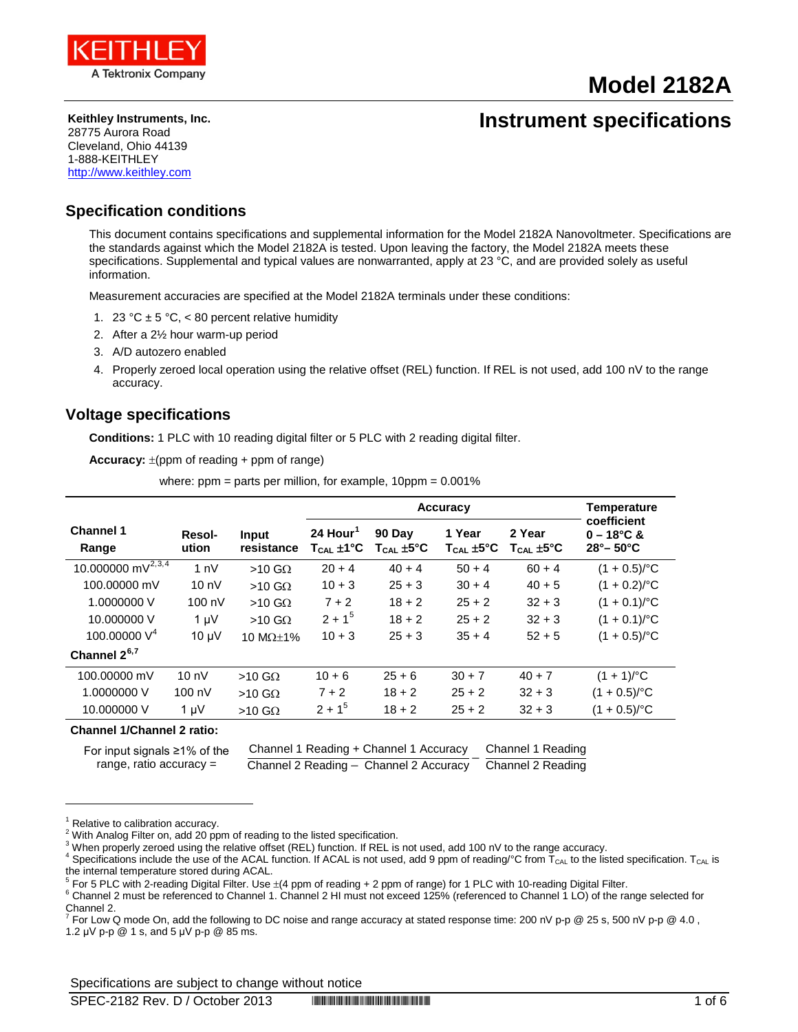**Keithley Instruments, Inc.**
28775 Aurora Road
Cleveland, Ohio 44139
1-888-KEITHLEY
http://www.keithley.com

# Model 2182A

# Instrument specifications

## Specification conditions

This document contains specifications and supplemental information for the Model 2182A Nanovoltmeter. Specifications are the standards against which the Model 2182A is tested. Upon leaving the factory, the Model 2182A meets these specifications. Supplemental and typical values are nonwarranted, apply at 23 °C, and are provided solely as useful information.

Measurement accuracies are specified at the Model 2182A terminals under these conditions:

1. 23 °C ± 5 °C, < 80 percent relative humidity
2. After a 2½ hour warm-up period
3. A/D autozero enabled
4. Properly zeroed local operation using the relative offset (REL) function. If REL is not used, add 100 nV to the range accuracy.

## Voltage specifications

**Conditions:** 1 PLC with 10 reading digital filter or 5 PLC with 2 reading digital filter.

**Accuracy:** ±(ppm of reading + ppm of range)

where: ppm = parts per million, for example, 10ppm = 0.001%

| | | | Accuracy | | | | Temperature coefficient |
|---|---|---|---|---|---|---|---|
| **Channel 1 Range** | **Resol-ution** | **Input resistance** | **24 Hour[1] $T_{CAL}$ ±1°C** | **90 Day $T_{CAL}$ ±5°C** | **1 Year $T_{CAL}$ ±5°C** | **2 Year $T_{CAL}$ ±5°C** | **0 – 18°C & 28°– 50°C** |
| 10.000000 mV[2,3,4] | 1 nV | >10 GΩ | 20 + 4 | 40 + 4 | 50 + 4 | 60 + 4 | (1 + 0.5)/°C |
| 100.00000 mV | 10 nV | >10 GΩ | 10 + 3 | 25 + 3 | 30 + 4 | 40 + 5 | (1 + 0.2)/°C |
| 1.0000000 V | 100 nV | >10 GΩ | 7 + 2 | 18 + 2 | 25 + 2 | 32 + 3 | (1 + 0.1)/°C |
| 10.000000 V | 1 µV | >10 GΩ | 2 + 1[5] | 18 + 2 | 25 + 2 | 32 + 3 | (1 + 0.1)/°C |
| 100.00000 V[4] | 10 µV | 10 MΩ±1% | 10 + 3 | 25 + 3 | 35 + 4 | 52 + 5 | (1 + 0.5)/°C |
| **Channel 2[6,7]** | | | | | | | |
| 100.00000 mV | 10 nV | >10 GΩ | 10 + 6 | 25 + 6 | 30 + 7 | 40 + 7 | (1 + 1)/°C |
| 1.0000000 V | 100 nV | >10 GΩ | 7 + 2 | 18 + 2 | 25 + 2 | 32 + 3 | (1 + 0.5)/°C |
| 10.000000 V | 1 µV | >10 GΩ | 2 + 1[5] | 18 + 2 | 25 + 2 | 32 + 3 | (1 + 0.5)/°C |

**Channel 1/Channel 2 ratio:**

For input signals ≥1% of the range, ratio accuracy =

$$\frac{\text{Channel 1 Reading} + \text{Channel 1 Accuracy}}{\text{Channel 2 Reading} - \text{Channel 2 Accuracy}} - \frac{\text{Channel 1 Reading}}{\text{Channel 2 Reading}}$$

---

[1] Relative to calibration accuracy.
[2] With Analog Filter on, add 20 ppm of reading to the listed specification.
[3] When properly zeroed using the relative offset (REL) function. If REL is not used, add 100 nV to the range accuracy.
[4] Specifications include the use of the ACAL function. If ACAL is not used, add 9 ppm of reading/°C from $T_{CAL}$ to the listed specification. $T_{CAL}$ is the internal temperature stored during ACAL.
[5] For 5 PLC with 2-reading Digital Filter. Use ±(4 ppm of reading + 2 ppm of range) for 1 PLC with 10-reading Digital Filter.
[6] Channel 2 must be referenced to Channel 1. Channel 2 HI must not exceed 125% (referenced to Channel 1 LO) of the range selected for Channel 2.
[7] For Low Q mode On, add the following to DC noise and range accuracy at stated response time: 200 nV p-p @ 25 s, 500 nV p-p @ 4.0 , 1.2 µV p-p @ 1 s, and 5 µV p-p @ 85 ms.

Specifications are subject to change without notice
SPEC-2182 Rev. D / October 2013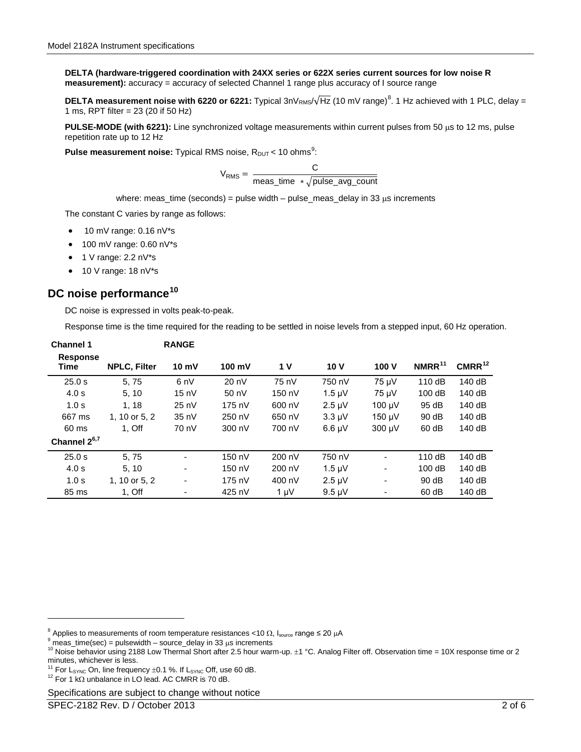**DELTA (hardware-triggered coordination with 24XX series or 622X series current sources for low noise R measurement):** accuracy = accuracy of selected Channel 1 range plus accuracy of I source range

**DELTA measurement noise with 6220 or 6221:** Typical $3nV_{RMS}/\sqrt{Hz}$ (10 mV range)[8]. 1 Hz achieved with 1 PLC, delay = 1 ms, RPT filter = 23 (20 if 50 Hz)

**PULSE-MODE (with 6221):** Line synchronized voltage measurements within current pulses from 50 μs to 12 ms, pulse repetition rate up to 12 Hz

**Pulse measurement noise:** Typical RMS noise, $R_{DUT}$ < 10 ohms[9]:

$$V_{RMS} = \frac{C}{\text{meas\_time} * \sqrt{\text{pulse\_avg\_count}}}$$

where: meas_time (seconds) = pulse width – pulse_meas_delay in 33 μs increments

The constant C varies by range as follows:

- 10 mV range: 0.16 nV*s
- 100 mV range: 0.60 nV*s
- 1 V range: 2.2 nV*s
- 10 V range: 18 nV*s

## DC noise performance[10]

DC noise is expressed in volts peak-to-peak.

Response time is the time required for the reading to be settled in noise levels from a stepped input, 60 Hz operation.

| Channel 1 | | RANGE | | | | | | |
|---|---|---|---|---|---|---|---|---|
| **Response Time** | **NPLC, Filter** | **10 mV** | **100 mV** | **1 V** | **10 V** | **100 V** | **NMRR[11]** | **CMRR[12]** |
| 25.0 s | 5, 75 | 6 nV | 20 nV | 75 nV | 750 nV | 75 μV | 110 dB | 140 dB |
| 4.0 s | 5, 10 | 15 nV | 50 nV | 150 nV | 1.5 μV | 75 μV | 100 dB | 140 dB |
| 1.0 s | 1, 18 | 25 nV | 175 nV | 600 nV | 2.5 μV | 100 μV | 95 dB | 140 dB |
| 667 ms | 1, 10 or 5, 2 | 35 nV | 250 nV | 650 nV | 3.3 μV | 150 μV | 90 dB | 140 dB |
| 60 ms | 1, Off | 70 nV | 300 nV | 700 nV | 6.6 μV | 300 μV | 60 dB | 140 dB |
| **Channel 2[6,7]** | | | | | | | | |
| 25.0 s | 5, 75 | - | 150 nV | 200 nV | 750 nV | - | 110 dB | 140 dB |
| 4.0 s | 5, 10 | - | 150 nV | 200 nV | 1.5 μV | - | 100 dB | 140 dB |
| 1.0 s | 1, 10 or 5, 2 | - | 175 nV | 400 nV | 2.5 μV | - | 90 dB | 140 dB |
| 85 ms | 1, Off | - | 425 nV | 1 μV | 9.5 μV | - | 60 dB | 140 dB |

[8] Applies to measurements of room temperature resistances <10 Ω, $I_{source}$ range ≤ 20 μA

[9] meas_time(sec) = pulsewidth – source_delay in 33 μs increments

[10] Noise behavior using 2188 Low Thermal Short after 2.5 hour warm-up. ±1 °C. Analog Filter off. Observation time = 10X response time or 2 minutes, whichever is less.

[11] For $L_{SYNC}$ On, line frequency ±0.1 %. If $L_{SYNC}$ Off, use 60 dB.

[12] For 1 kΩ unbalance in LO lead. AC CMRR is 70 dB.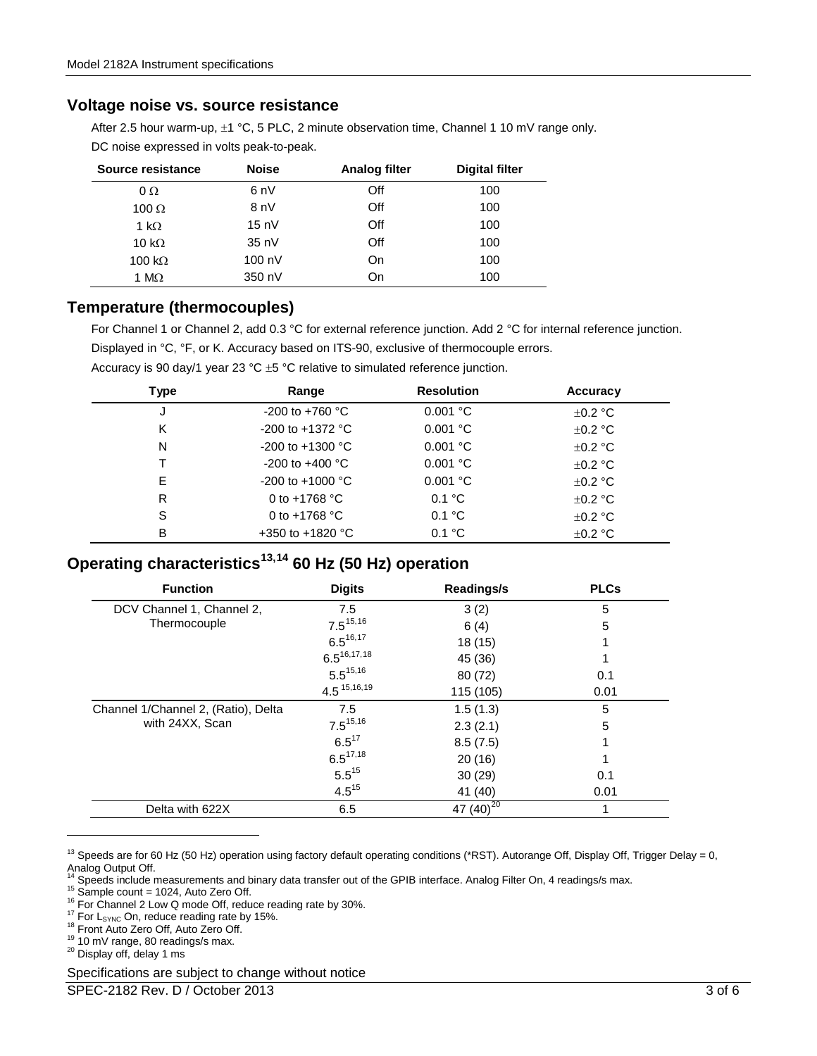## Voltage noise vs. source resistance

After 2.5 hour warm-up, ±1 °C, 5 PLC, 2 minute observation time, Channel 1 10 mV range only.

DC noise expressed in volts peak-to-peak.

| Source resistance | Noise | Analog filter | Digital filter |
|---|---|---|---|
| 0 Ω | 6 nV | Off | 100 |
| 100 Ω | 8 nV | Off | 100 |
| 1 kΩ | 15 nV | Off | 100 |
| 10 kΩ | 35 nV | Off | 100 |
| 100 kΩ | 100 nV | On | 100 |
| 1 MΩ | 350 nV | On | 100 |

## Temperature (thermocouples)

For Channel 1 or Channel 2, add 0.3 °C for external reference junction. Add 2 °C for internal reference junction.

Displayed in °C, °F, or K. Accuracy based on ITS-90, exclusive of thermocouple errors.

Accuracy is 90 day/1 year 23 °C ±5 °C relative to simulated reference junction.

| Type | Range | Resolution | Accuracy |
|---|---|---|---|
| J | -200 to +760 °C | 0.001 °C | ±0.2 °C |
| K | -200 to +1372 °C | 0.001 °C | ±0.2 °C |
| N | -200 to +1300 °C | 0.001 °C | ±0.2 °C |
| T | -200 to +400 °C | 0.001 °C | ±0.2 °C |
| E | -200 to +1000 °C | 0.001 °C | ±0.2 °C |
| R | 0 to +1768 °C | 0.1 °C | ±0.2 °C |
| S | 0 to +1768 °C | 0.1 °C | ±0.2 °C |
| B | +350 to +1820 °C | 0.1 °C | ±0.2 °C |

## Operating characteristics[13,14] 60 Hz (50 Hz) operation

| Function | Digits | Readings/s | PLCs |
|---|---|---|---|
| DCV Channel 1, Channel 2, Thermocouple | 7.5 | 3 (2) | 5 |
| | 7.5[15,16] | 6 (4) | 5 |
| | 6.5[16,17] | 18 (15) | 1 |
| | 6.5[16,17,18] | 45 (36) | 1 |
| | 5.5[15,16] | 80 (72) | 0.1 |
| | 4.5[15,16,19] | 115 (105) | 0.01 |
| Channel 1/Channel 2, (Ratio), Delta with 24XX, Scan | 7.5 | 1.5 (1.3) | 5 |
| | 7.5[15,16] | 2.3 (2.1) | 5 |
| | 6.5[17] | 8.5 (7.5) | 1 |
| | 6.5[17,18] | 20 (16) | 1 |
| | 5.5[15] | 30 (29) | 0.1 |
| | 4.5[15] | 41 (40) | 0.01 |
| Delta with 622X | 6.5 | 47 (40)[20] | 1 |

[13] Speeds are for 60 Hz (50 Hz) operation using factory default operating conditions (*RST). Autorange Off, Display Off, Trigger Delay = 0, Analog Output Off.

[14] Speeds include measurements and binary data transfer out of the GPIB interface. Analog Filter On, 4 readings/s max.

[15] Sample count = 1024, Auto Zero Off.

[16] For Channel 2 Low Q mode Off, reduce reading rate by 30%.

[17] For $L_{SYNC}$ On, reduce reading rate by 15%.

[18] Front Auto Zero Off, Auto Zero Off.

[19] 10 mV range, 80 readings/s max.

[20] Display off, delay 1 ms

Specifications are subject to change without notice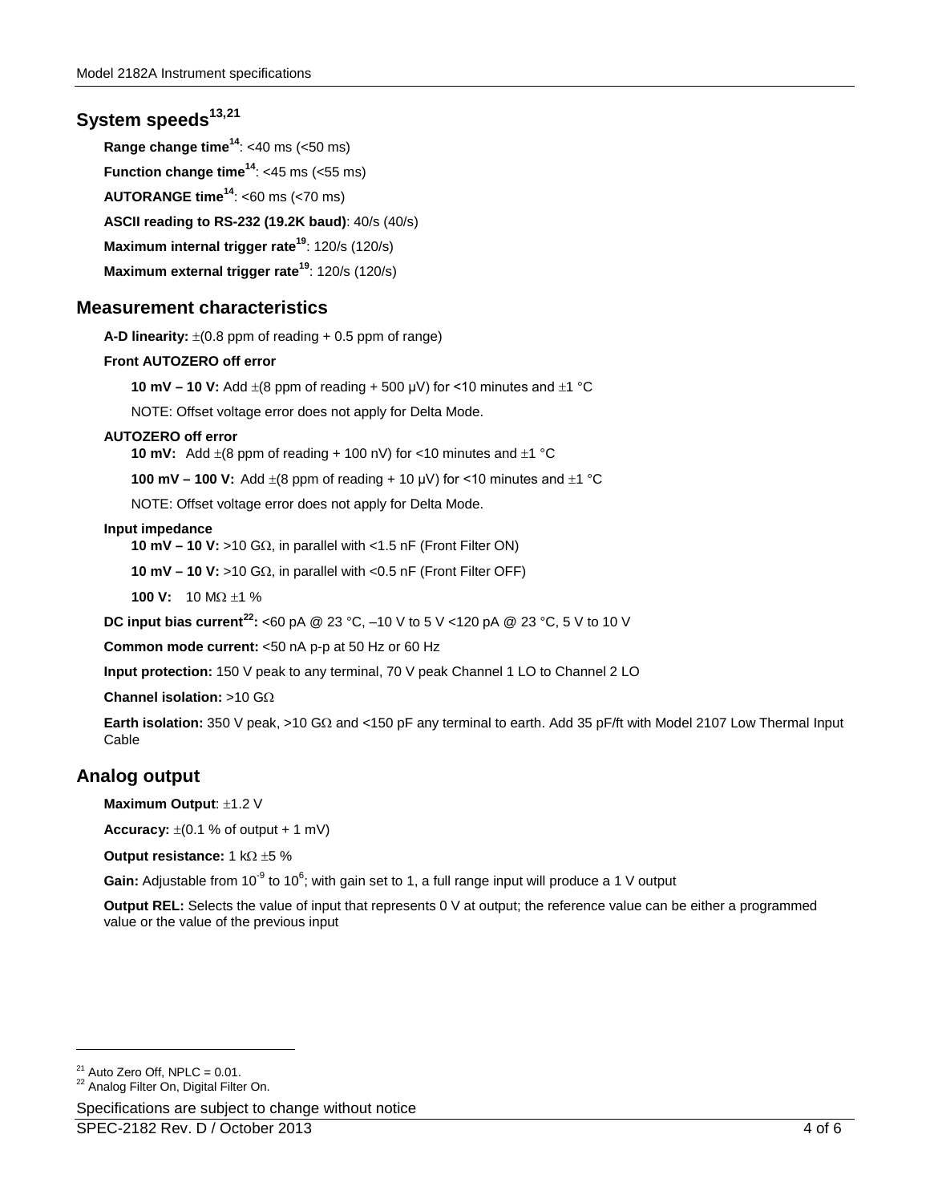## System speeds[13,21]

**Range change time[14]**: <40 ms (<50 ms)

**Function change time[14]**: <45 ms (<55 ms)

**AUTORANGE time[14]**: <60 ms (<70 ms)

**ASCII reading to RS-232 (19.2K baud)**: 40/s (40/s)

**Maximum internal trigger rate[19]**: 120/s (120/s)

**Maximum external trigger rate[19]**: 120/s (120/s)

## Measurement characteristics

**A-D linearity:** ±(0.8 ppm of reading + 0.5 ppm of range)

**Front AUTOZERO off error**

**10 mV – 10 V:** Add ±(8 ppm of reading + 500 μV) for <10 minutes and ±1 °C

NOTE: Offset voltage error does not apply for Delta Mode.

**AUTOZERO off error**

**10 mV:** Add ±(8 ppm of reading + 100 nV) for <10 minutes and ±1 °C

**100 mV – 100 V:** Add ±(8 ppm of reading + 10 μV) for <10 minutes and ±1 °C

NOTE: Offset voltage error does not apply for Delta Mode.

**Input impedance**

**10 mV – 10 V:** >10 GΩ, in parallel with <1.5 nF (Front Filter ON)

**10 mV – 10 V:** >10 GΩ, in parallel with <0.5 nF (Front Filter OFF)

**100 V:** 10 MΩ ±1 %

**DC input bias current[22]:** <60 pA @ 23 °C, –10 V to 5 V <120 pA @ 23 °C, 5 V to 10 V

**Common mode current:** <50 nA p-p at 50 Hz or 60 Hz

**Input protection:** 150 V peak to any terminal, 70 V peak Channel 1 LO to Channel 2 LO

**Channel isolation:** >10 GΩ

**Earth isolation:** 350 V peak, >10 GΩ and <150 pF any terminal to earth. Add 35 pF/ft with Model 2107 Low Thermal Input Cable

## Analog output

**Maximum Output**: ±1.2 V

**Accuracy:** ±(0.1 % of output + 1 mV)

**Output resistance:** 1 kΩ ±5 %

**Gain:** Adjustable from $10^{-9}$ to $10^{6}$; with gain set to 1, a full range input will produce a 1 V output

**Output REL:** Selects the value of input that represents 0 V at output; the reference value can be either a programmed value or the value of the previous input

---

[21] Auto Zero Off, NPLC = 0.01.

[22] Analog Filter On, Digital Filter On.

Specifications are subject to change without notice

SPEC-2182 Rev. D / October 2013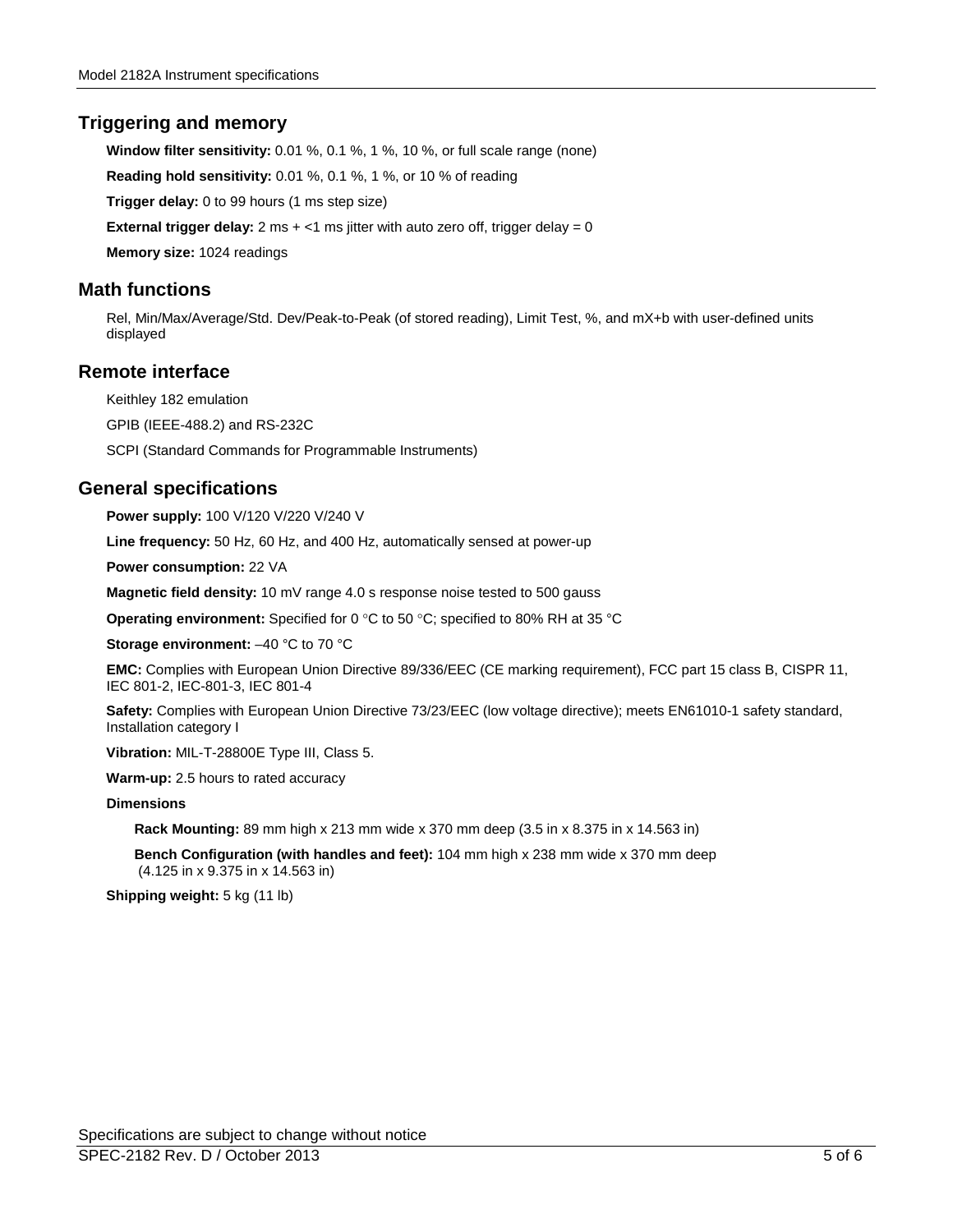## Triggering and memory

**Window filter sensitivity:** 0.01 %, 0.1 %, 1 %, 10 %, or full scale range (none)

**Reading hold sensitivity:** 0.01 %, 0.1 %, 1 %, or 10 % of reading

**Trigger delay:** 0 to 99 hours (1 ms step size)

**External trigger delay:** 2 ms + <1 ms jitter with auto zero off, trigger delay = 0

**Memory size:** 1024 readings

## Math functions

Rel, Min/Max/Average/Std. Dev/Peak-to-Peak (of stored reading), Limit Test, %, and mX+b with user-defined units displayed

## Remote interface

Keithley 182 emulation

GPIB (IEEE-488.2) and RS-232C

SCPI (Standard Commands for Programmable Instruments)

## General specifications

**Power supply:** 100 V/120 V/220 V/240 V

**Line frequency:** 50 Hz, 60 Hz, and 400 Hz, automatically sensed at power-up

**Power consumption:** 22 VA

**Magnetic field density:** 10 mV range 4.0 s response noise tested to 500 gauss

**Operating environment:** Specified for 0 °C to 50 °C; specified to 80% RH at 35 °C

**Storage environment:** –40 °C to 70 °C

**EMC:** Complies with European Union Directive 89/336/EEC (CE marking requirement), FCC part 15 class B, CISPR 11, IEC 801-2, IEC-801-3, IEC 801-4

**Safety:** Complies with European Union Directive 73/23/EEC (low voltage directive); meets EN61010-1 safety standard, Installation category I

**Vibration:** MIL-T-28800E Type III, Class 5.

**Warm-up:** 2.5 hours to rated accuracy

**Dimensions**

**Rack Mounting:** 89 mm high x 213 mm wide x 370 mm deep (3.5 in x 8.375 in x 14.563 in)

**Bench Configuration (with handles and feet):** 104 mm high x 238 mm wide x 370 mm deep (4.125 in x 9.375 in x 14.563 in)

**Shipping weight:** 5 kg (11 lb)

Specifications are subject to change without notice

SPEC-2182 Rev. D / October 2013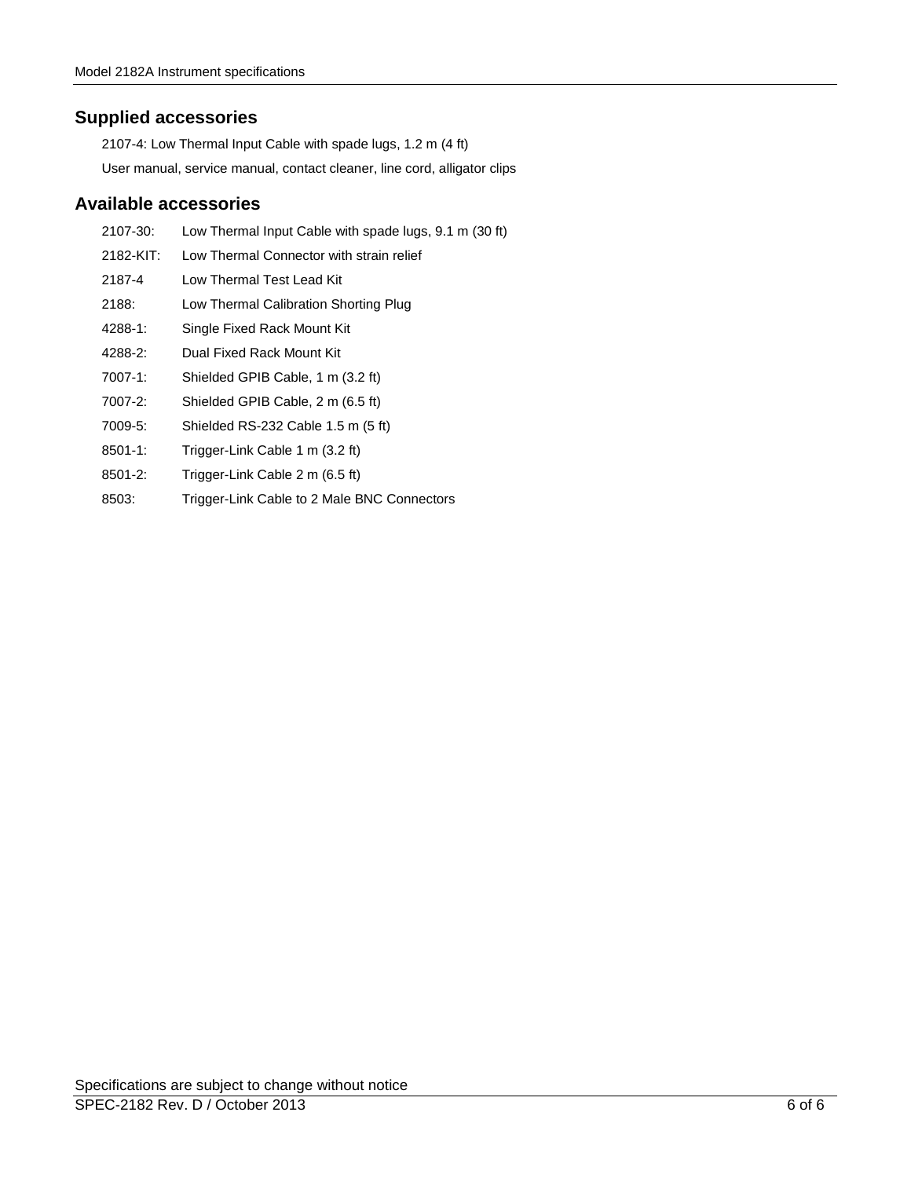## Supplied accessories

2107-4: Low Thermal Input Cable with spade lugs, 1.2 m (4 ft)

User manual, service manual, contact cleaner, line cord, alligator clips

## Available accessories

| | |
|---|---|
| 2107-30: | Low Thermal Input Cable with spade lugs, 9.1 m (30 ft) |
| 2182-KIT: | Low Thermal Connector with strain relief |
| 2187-4 | Low Thermal Test Lead Kit |
| 2188: | Low Thermal Calibration Shorting Plug |
| 4288-1: | Single Fixed Rack Mount Kit |
| 4288-2: | Dual Fixed Rack Mount Kit |
| 7007-1: | Shielded GPIB Cable, 1 m (3.2 ft) |
| 7007-2: | Shielded GPIB Cable, 2 m (6.5 ft) |
| 7009-5: | Shielded RS-232 Cable 1.5 m (5 ft) |
| 8501-1: | Trigger-Link Cable 1 m (3.2 ft) |
| 8501-2: | Trigger-Link Cable 2 m (6.5 ft) |
| 8503: | Trigger-Link Cable to 2 Male BNC Connectors |

Specifications are subject to change without notice

SPEC-2182 Rev. D / October 2013